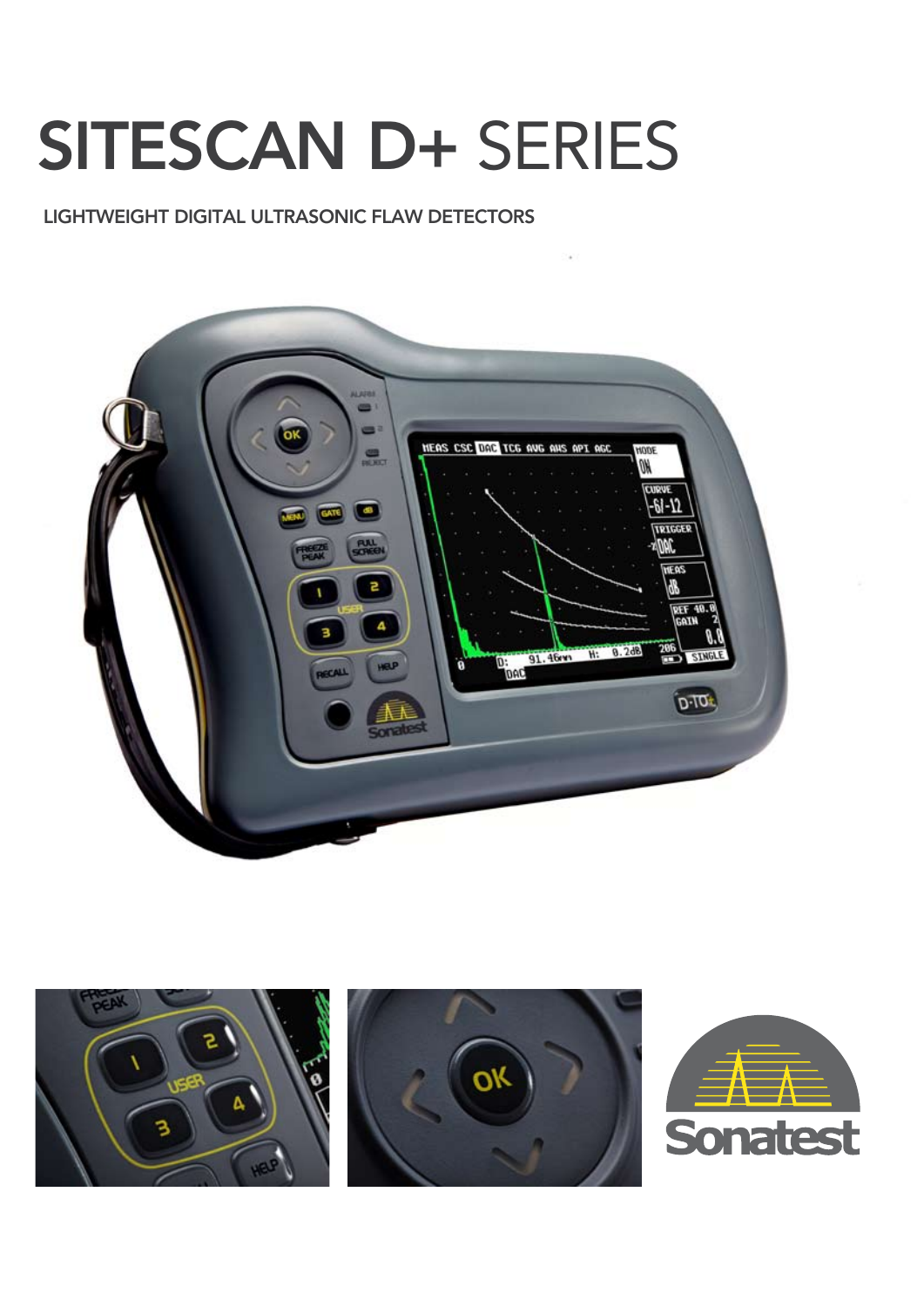# SITESCAN D+ SERIES

LIGHTWEIGHT DIGITAL ULTRASONIC FLAW DETECTORS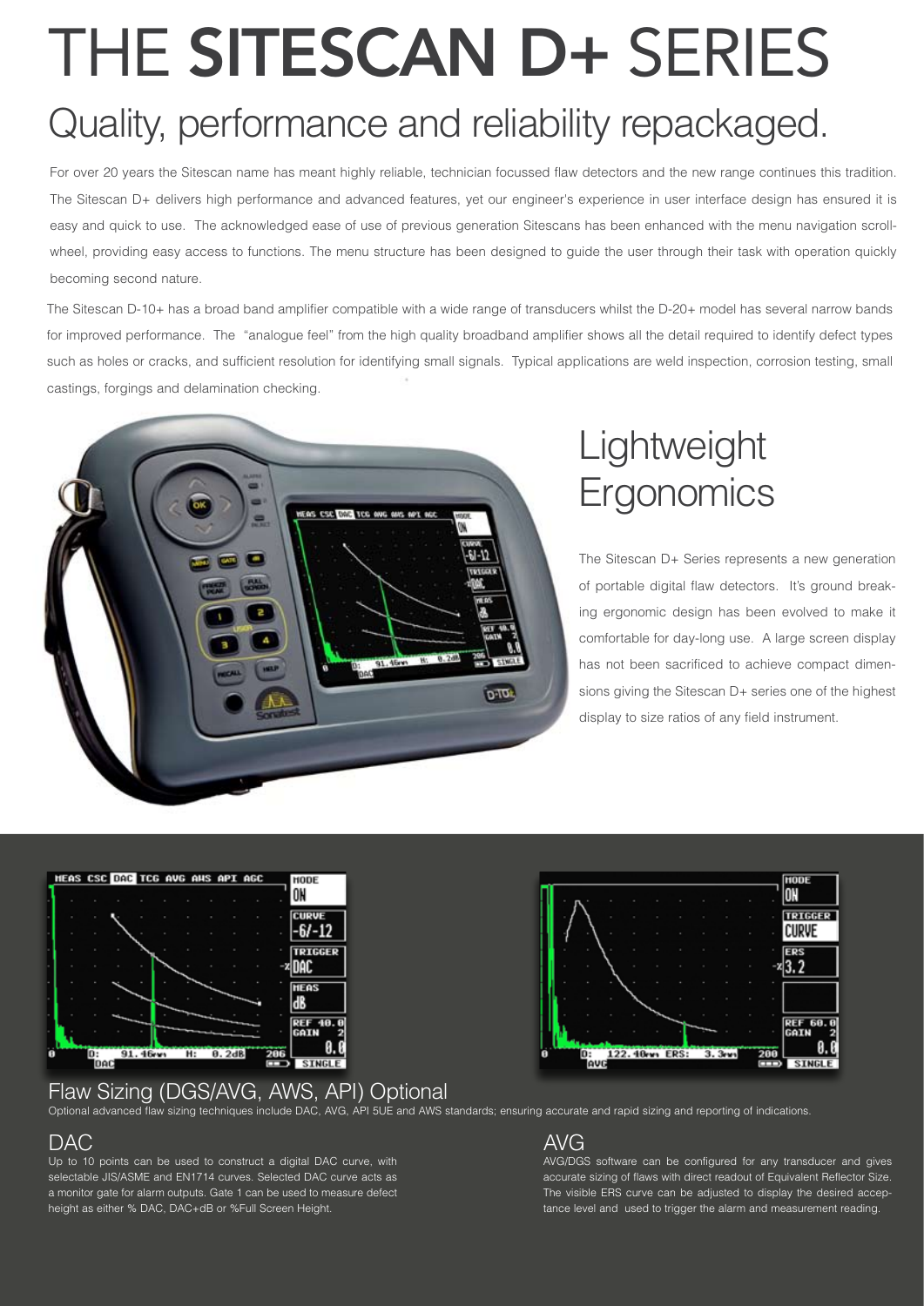# THE SITESCAN D+ SERIES

## Quality, performance and reliability repackaged.

For over 20 years the Sitescan name has meant highly reliable, technician focussed flaw detectors and the new range continues this tradition. The Sitescan D+ delivers high performance and advanced features, yet our engineer's experience in user interface design has ensured it is easy and quick to use. The acknowledged ease of use of previous generation Sitescans has been enhanced with the menu navigation scroll-wheel, providing easy access to functions. The menu structure has been designed to guide the user through their task with operation quickly becoming second nature.

The Sitescan D-10+ has a broad band amplifier compatible with a wide range of transducers whilst the D-20+ model has several narrow bands for improved performance. The "analogue feel" from the high quality broadband amplifier shows all the detail required to identify defect types such as holes or cracks, and sufficient resolution for identifying small signals. Typical applications are weld inspection, corrosion testing, small castings, forgings and delamination checking.

## Lightweight Ergonomics

The Sitescan D+ Series represents a new generation of portable digital flaw detectors. It's ground breaking ergonomic design has been evolved to make it comfortable for day-long use. A large screen display has not been sacrificed to achieve compact dimensions giving the Sitescan D+ series one of the highest display to size ratios of any field instrument.

## Flaw Sizing (DGS/AVG, AWS, API) Optional

Optional advanced flaw sizing techniques include DAC, AVG, API 5UE and AWS standards; ensuring accurate and rapid sizing and reporting of indications.

### DAC

Up to 10 points can be used to construct a digital DAC curve, with selectable JIS/ASME and EN1714 curves. Selected DAC curve acts as a monitor gate for alarm outputs. Gate 1 can be used to measure defect height as either % DAC, DAC+dB or %Full Screen Height.

### AVG

AVG/DGS software can be configured for any transducer and gives accurate sizing of flaws with direct readout of Equivalent Reflector Size. The visible ERS curve can be adjusted to display the desired acceptance level and used to trigger the alarm and measurement reading.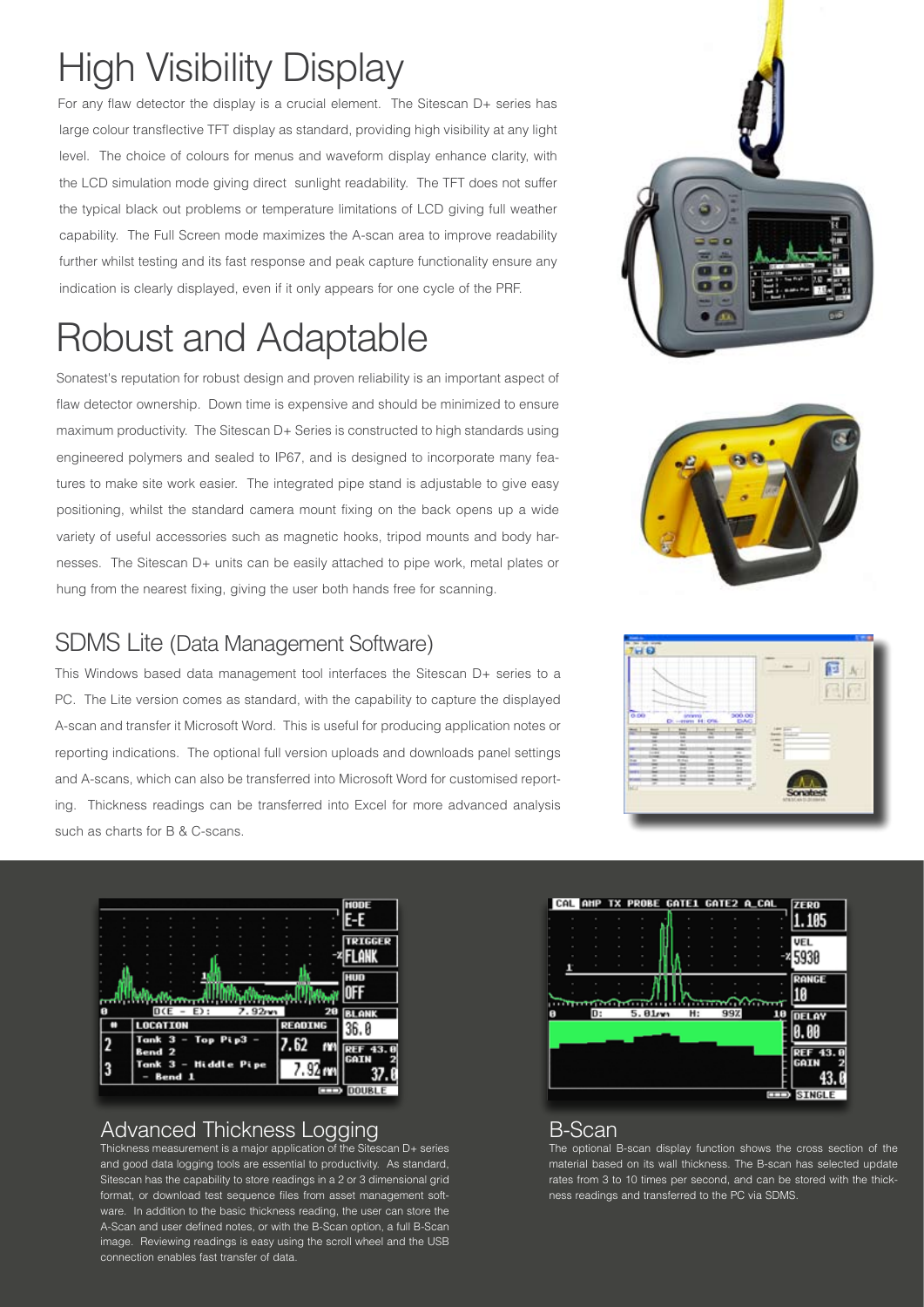# High Visibility Display

For any flaw detector the display is a crucial element. The Sitescan D+ series has large colour transflective TFT display as standard, providing high visibility at any light level. The choice of colours for menus and waveform display enhance clarity, with the LCD simulation mode giving direct sunlight readability. The TFT does not suffer the typical black out problems or temperature limitations of LCD giving full weather capability. The Full Screen mode maximizes the A-scan area to improve readability further whilst testing and its fast response and peak capture functionality ensure any indication is clearly displayed, even if it only appears for one cycle of the PRF.

# Robust and Adaptable

Sonatest's reputation for robust design and proven reliability is an important aspect of flaw detector ownership. Down time is expensive and should be minimized to ensure maximum productivity. The Sitescan D+ Series is constructed to high standards using engineered polymers and sealed to IP67, and is designed to incorporate many features to make site work easier. The integrated pipe stand is adjustable to give easy positioning, whilst the standard camera mount fixing on the back opens up a wide variety of useful accessories such as magnetic hooks, tripod mounts and body harnesses. The Sitescan D+ units can be easily attached to pipe work, metal plates or hung from the nearest fixing, giving the user both hands free for scanning.

## SDMS Lite (Data Management Software)

This Windows based data management tool interfaces the Sitescan D+ series to a PC. The Lite version comes as standard, with the capability to capture the displayed A-scan and transfer it Microsoft Word. This is useful for producing application notes or reporting indications. The optional full version uploads and downloads panel settings and A-scans, which can also be transferred into Microsoft Word for customised reporting. Thickness readings can be transferred into Excel for more advanced analysis such as charts for B & C-scans.

## Advanced Thickness Logging

Thickness measurement is a major application of the Sitescan D+ series and good data logging tools are essential to productivity. As standard, Sitescan has the capability to store readings in a 2 or 3 dimensional grid format, or download test sequence files from asset management software. In addition to the basic thickness reading, the user can store the A-Scan and user defined notes, or with the B-Scan option, a full B-Scan image. Reviewing readings is easy using the scroll wheel and the USB connection enables fast transfer of data.

## B-Scan

The optional B-scan display function shows the cross section of the material based on its wall thickness. The B-scan has selected update rates from 3 to 10 times per second, and can be stored with the thickness readings and transferred to the PC via SDMS.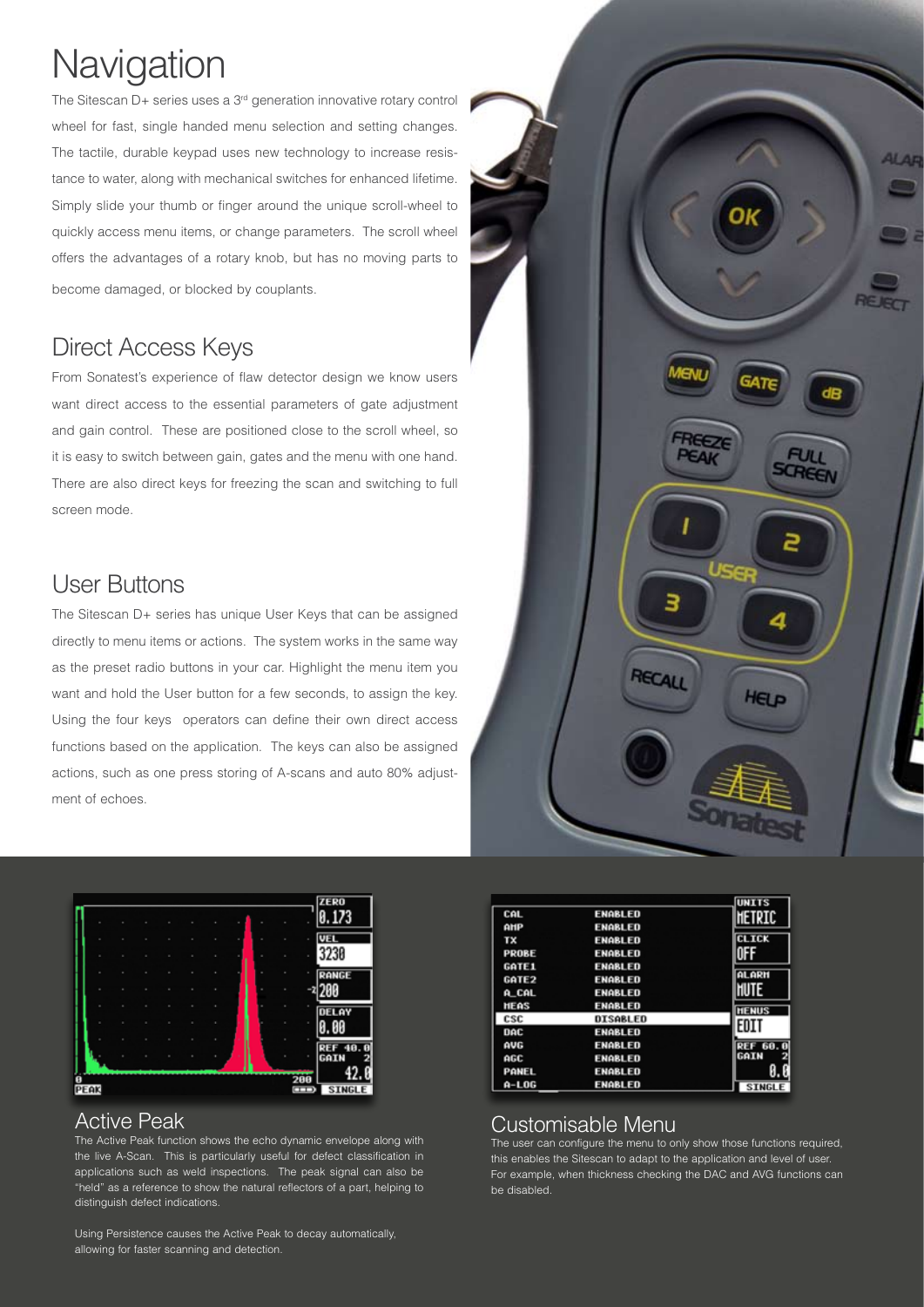# Navigation

The Sitescan D+ series uses a 3rd generation innovative rotary control wheel for fast, single handed menu selection and setting changes. The tactile, durable keypad uses new technology to increase resistance to water, along with mechanical switches for enhanced lifetime. Simply slide your thumb or finger around the unique scroll-wheel to quickly access menu items, or change parameters. The scroll wheel offers the advantages of a rotary knob, but has no moving parts to become damaged, or blocked by couplants.

## Direct Access Keys

From Sonatest's experience of flaw detector design we know users want direct access to the essential parameters of gate adjustment and gain control. These are positioned close to the scroll wheel, so it is easy to switch between gain, gates and the menu with one hand. There are also direct keys for freezing the scan and switching to full screen mode.

## User Buttons

The Sitescan D+ series has unique User Keys that can be assigned directly to menu items or actions. The system works in the same way as the preset radio buttons in your car. Highlight the menu item you want and hold the User button for a few seconds, to assign the key. Using the four keys operators can define their own direct access functions based on the application. The keys can also be assigned actions, such as one press storing of A-scans and auto 80% adjustment of echoes.

## Active Peak

The Active Peak function shows the echo dynamic envelope along with the live A-Scan. This is particularly useful for defect classification in applications such as weld inspections. The peak signal can also be "held" as a reference to show the natural reflectors of a part, helping to distinguish defect indications.

Using Persistence causes the Active Peak to decay automatically, allowing for faster scanning and detection.

## Customisable Menu

The user can configure the menu to only show those functions required, this enables the Sitescan to adapt to the application and level of user. For example, when thickness checking the DAC and AVG functions can be disabled.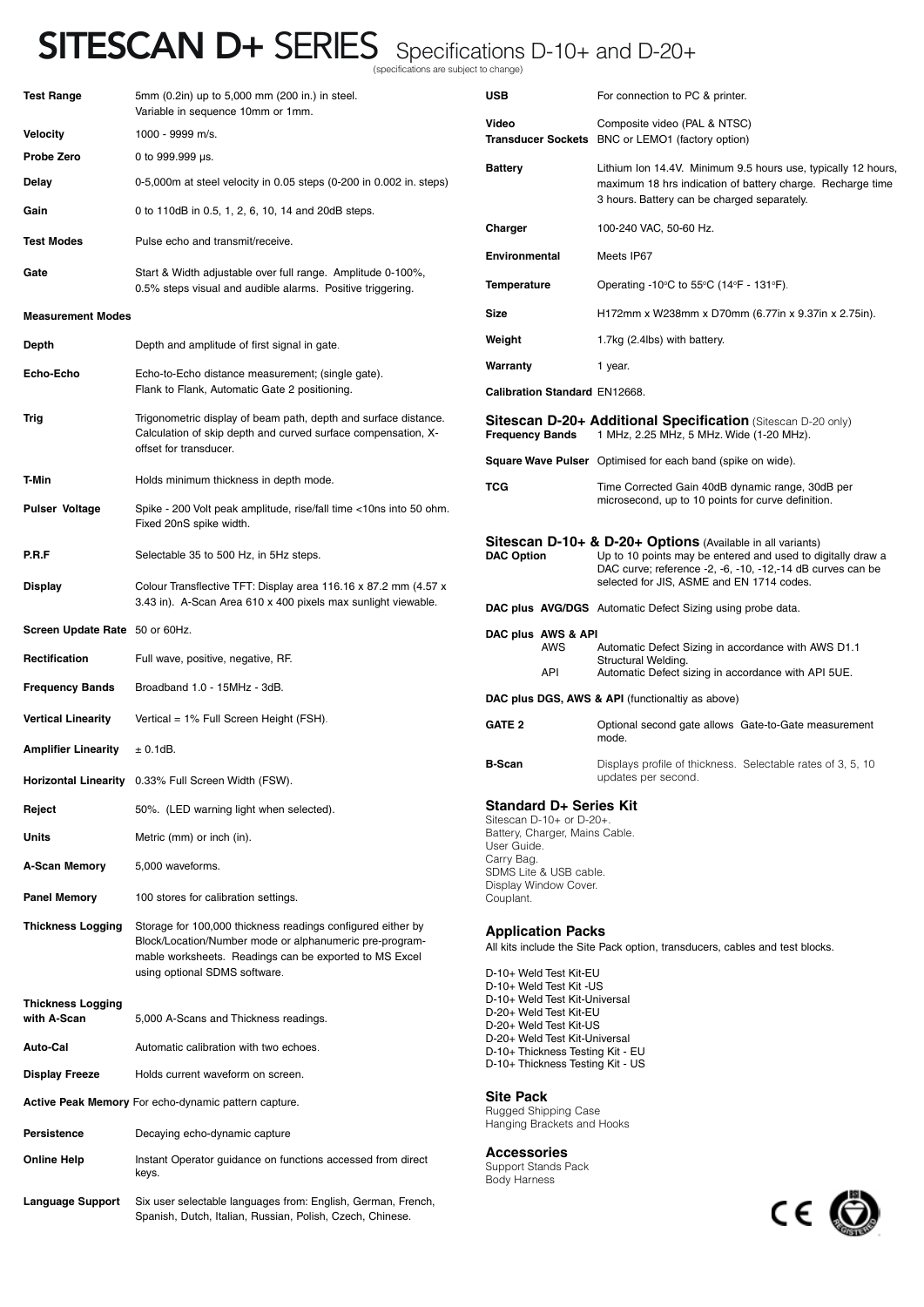# SITESCAN D+ SERIES Specifications D-10+ and D-20+

(specifications are subject to change)

| | |
|---|---|
| **Test Range** | 5mm (0.2in) up to 5,000 mm (200 in.) in steel. Variable in sequence 10mm or 1mm. |
| **Velocity** | 1000 - 9999 m/s. |
| **Probe Zero** | 0 to 999.999 μs. |
| **Delay** | 0-5,000m at steel velocity in 0.05 steps (0-200 in 0.002 in. steps) |
| **Gain** | 0 to 110dB in 0.5, 1, 2, 6, 10, 14 and 20dB steps. |
| **Test Modes** | Pulse echo and transmit/receive. |
| **Gate** | Start & Width adjustable over full range. Amplitude 0-100%, 0.5% steps visual and audible alarms. Positive triggering. |

**Measurement Modes**

| | |
|---|---|
| **Depth** | Depth and amplitude of first signal in gate. |
| **Echo-Echo** | Echo-to-Echo distance measurement; (single gate). Flank to Flank, Automatic Gate 2 positioning. |
| **Trig** | Trigonometric display of beam path, depth and surface distance. Calculation of skip depth and curved surface compensation, X-offset for transducer. |
| **T-Min** | Holds minimum thickness in depth mode. |
| **Pulser Voltage** | Spike - 200 Volt peak amplitude, rise/fall time <10ns into 50 ohm. Fixed 20nS spike width. |
| **P.R.F** | Selectable 35 to 500 Hz, in 5Hz steps. |
| **Display** | Colour Transflective TFT: Display area 116.16 x 87.2 mm (4.57 x 3.43 in). A-Scan Area 610 x 400 pixels max sunlight viewable. |
| **Screen Update Rate** | 50 or 60Hz. |
| **Rectification** | Full wave, positive, negative, RF. |
| **Frequency Bands** | Broadband 1.0 - 15MHz - 3dB. |
| **Vertical Linearity** | Vertical = 1% Full Screen Height (FSH). |
| **Amplifier Linearity** | ± 0.1dB. |
| **Horizontal Linearity** | 0.33% Full Screen Width (FSW). |
| **Reject** | 50%. (LED warning light when selected). |
| **Units** | Metric (mm) or inch (in). |
| **A-Scan Memory** | 5,000 waveforms. |
| **Panel Memory** | 100 stores for calibration settings. |
| **Thickness Logging** | Storage for 100,000 thickness readings configured either by Block/Location/Number mode or alphanumeric pre-programmable worksheets. Readings can be exported to MS Excel using optional SDMS software. |
| **Thickness Logging with A-Scan** | 5,000 A-Scans and Thickness readings. |
| **Auto-Cal** | Automatic calibration with two echoes. |
| **Display Freeze** | Holds current waveform on screen. |
| **Active Peak Memory** | For echo-dynamic pattern capture. |
| **Persistence** | Decaying echo-dynamic capture |
| **Online Help** | Instant Operator guidance on functions accessed from direct keys. |
| **Language Support** | Six user selectable languages from: English, German, French, Spanish, Dutch, Italian, Russian, Polish, Czech, Chinese. |
| **USB** | For connection to PC & printer. |
| **Video** | Composite video (PAL & NTSC) |
| **Transducer Sockets** | BNC or LEMO1 (factory option) |
| **Battery** | Lithium Ion 14.4V. Minimum 9.5 hours use, typically 12 hours, maximum 18 hrs indication of battery charge. Recharge time 3 hours. Battery can be charged separately. |
| **Charger** | 100-240 VAC, 50-60 Hz. |
| **Environmental** | Meets IP67 |
| **Temperature** | Operating -10°C to 55°C (14°F - 131°F). |
| **Size** | H172mm x W238mm x D70mm (6.77in x 9.37in x 2.75in). |
| **Weight** | 1.7kg (2.4lbs) with battery. |
| **Warranty** | 1 year. |
| **Calibration Standard** | EN12668. |

## Sitescan D-20+ Additional Specification (Sitescan D-20 only)

| | |
|---|---|
| **Frequency Bands** | 1 MHz, 2.25 MHz, 5 MHz. Wide (1-20 MHz). |
| **Square Wave Pulser** | Optimised for each band (spike on wide). |
| **TCG** | Time Corrected Gain 40dB dynamic range, 30dB per microsecond, up to 10 points for curve definition. |

## Sitescan D-10+ & D-20+ Options (Available in all variants)

| | |
|---|---|
| **DAC Option** | Up to 10 points may be entered and used to digitally draw a DAC curve; reference -2, -6, -10, -12,-14 dB curves can be selected for JIS, ASME and EN 1714 codes. |
| **DAC plus AVG/DGS** | Automatic Defect Sizing using probe data. |
| **DAC plus AWS & API** | |
| AWS | Automatic Defect Sizing in accordance with AWS D1.1 Structural Welding. |
| API | Automatic Defect sizing in accordance with API 5UE. |
| **DAC plus DGS, AWS & API** (functionaltiy as above) | |
| **GATE 2** | Optional second gate allows Gate-to-Gate measurement mode. |
| **B-Scan** | Displays profile of thickness. Selectable rates of 3, 5, 10 updates per second. |

### Standard D+ Series Kit

Sitescan D-10+ or D-20+.
Battery, Charger, Mains Cable.
User Guide.
Carry Bag.
SDMS Lite & USB cable.
Display Window Cover.
Couplant.

### Application Packs

All kits include the Site Pack option, transducers, cables and test blocks.

D-10+ Weld Test Kit-EU
D-10+ Weld Test Kit -US
D-10+ Weld Test Kit-Universal
D-20+ Weld Test Kit-EU
D-20+ Weld Test Kit-US
D-20+ Weld Test Kit-Universal
D-10+ Thickness Testing Kit - EU
D-10+ Thickness Testing Kit - US

### Site Pack

Rugged Shipping Case
Hanging Brackets and Hooks

### Accessories

Support Stands Pack
Body Harness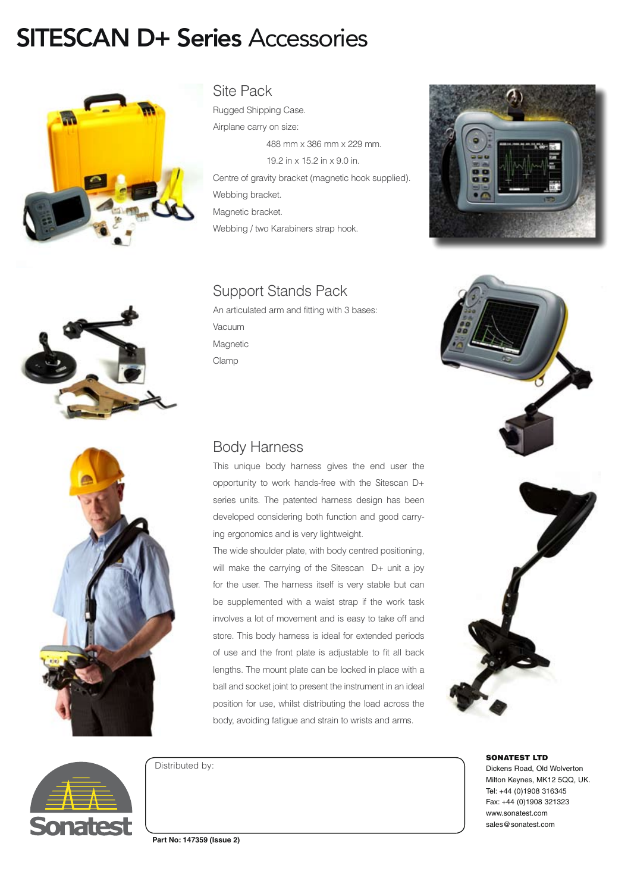# SITESCAN D+ Series Accessories

## Site Pack

Rugged Shipping Case.

Airplane carry on size:

488 mm x 386 mm x 229 mm.

19.2 in x 15.2 in x 9.0 in.

Centre of gravity bracket (magnetic hook supplied).

Webbing bracket.

Magnetic bracket.

Webbing / two Karabiners strap hook.

## Support Stands Pack

An articulated arm and fitting with 3 bases:

Vacuum

Magnetic

Clamp

## Body Harness

This unique body harness gives the end user the opportunity to work hands-free with the Sitescan D+ series units. The patented harness design has been developed considering both function and good carrying ergonomics and is very lightweight.

The wide shoulder plate, with body centred positioning, will make the carrying of the Sitescan D+ unit a joy for the user. The harness itself is very stable but can be supplemented with a waist strap if the work task involves a lot of movement and is easy to take off and store. This body harness is ideal for extended periods of use and the front plate is adjustable to fit all back lengths. The mount plate can be locked in place with a ball and socket joint to present the instrument in an ideal position for use, whilst distributing the load across the body, avoiding fatigue and strain to wrists and arms.

Sonatest

Distributed by:

**SONATEST LTD**
Dickens Road, Old Wolverton
Milton Keynes, MK12 5QQ, UK.
Tel: +44 (0)1908 316345
Fax: +44 (0)1908 321323
www.sonatest.com
sales@sonatest.com

**Part No: 147359 (Issue 2)**